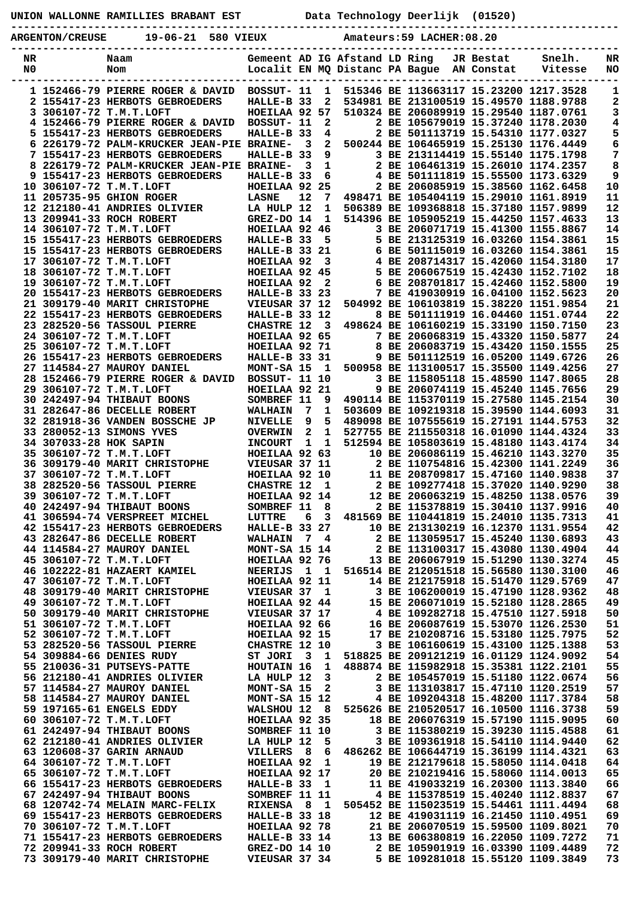UNION WALLONNE RAMILLIES BRABANT EST          Data Technology Deerlijk  (01520)

ARGENTON/CREUSE      19-06-21  580 VIEUX           Amateurs:59 LACHER:08.20

| NR N0 | | Naam Nom | Gemeent Localit | AD EN | IG MQ | Afstand Distanc | LD PA | Ring Bague | JR AN | Bestat Constat | Snelh. Vitesse | NR NO |
|---|---|---|---|---|---|---|---|---|---|---|---|---|
| 1 | 152466-79 | PIERRE ROGER & DAVID | BOSSUT- | 11 | 1 | 515346 | BE | 1136631 | 17 | 15.23200 | 1217.3528 | 1 |
| 2 | 155417-23 | HERBOTS GEBROEDERS | HALLE-B | 33 | 2 | 534981 | BE | 2131005 | 19 | 15.49570 | 1188.9788 | 2 |
| 3 | 306107-72 | T.M.T.LOFT | HOEILAA | 92 | 57 | 510324 | BE | 2060899 | 19 | 15.29540 | 1187.0761 | 3 |
| 4 | 152466-79 | PIERRE ROGER & DAVID | BOSSUT- | 11 | 2 | 2 | BE | 1056790 | 19 | 15.37240 | 1178.2030 | 4 |
| 5 | 155417-23 | HERBOTS GEBROEDERS | HALLE-B | 33 | 4 | 2 | BE | 5011137 | 19 | 15.54310 | 1177.0327 | 5 |
| 6 | 226179-72 | PALM-KRUCKER JEAN-PIE | BRAINE- | 3 | 2 | 500244 | BE | 1064659 | 19 | 15.25130 | 1176.4449 | 6 |
| 7 | 155417-23 | HERBOTS GEBROEDERS | HALLE-B | 33 | 9 | 3 | BE | 2131144 | 19 | 15.55140 | 1175.1798 | 7 |
| 8 | 226179-72 | PALM-KRUCKER JEAN-PIE | BRAINE- | 3 | 1 | 2 | BE | 1064613 | 19 | 15.26010 | 1174.2357 | 8 |
| 9 | 155417-23 | HERBOTS GEBROEDERS | HALLE-B | 33 | 6 | 4 | BE | 5011118 | 19 | 15.55500 | 1173.6329 | 9 |
| 10 | 306107-72 | T.M.T.LOFT | HOEILAA | 92 | 25 | 2 | BE | 2060859 | 19 | 15.38560 | 1162.6458 | 10 |
| 11 | 205735-95 | GHION ROGER | LASNE | 12 | 7 | 498471 | BE | 1054041 | 19 | 15.29010 | 1161.8919 | 11 |
| 12 | 212180-41 | ANDRIES OLIVIER | LA HULP | 12 | 1 | 506389 | BE | 1093688 | 18 | 15.37180 | 1157.9899 | 12 |
| 13 | 209941-33 | ROCH ROBERT | GREZ-DO | 14 | 1 | 514396 | BE | 1059052 | 19 | 15.44250 | 1157.4633 | 13 |
| 14 | 306107-72 | T.M.T.LOFT | HOEILAA | 92 | 46 | 3 | BE | 2060717 | 19 | 15.41300 | 1155.8867 | 14 |
| 15 | 155417-23 | HERBOTS GEBROEDERS | HALLE-B | 33 | 5 | 5 | BE | 2131253 | 19 | 16.03260 | 1154.3861 | 15 |
| 15 | 155417-23 | HERBOTS GEBROEDERS | HALLE-B | 33 | 21 | 6 | BE | 5011150 | 19 | 16.03260 | 1154.3861 | 15 |
| 17 | 306107-72 | T.M.T.LOFT | HOEILAA | 92 | 3 | 4 | BE | 2087143 | 17 | 15.42060 | 1154.3180 | 17 |
| 18 | 306107-72 | T.M.T.LOFT | HOEILAA | 92 | 45 | 5 | BE | 2060675 | 19 | 15.42430 | 1152.7102 | 18 |
| 19 | 306107-72 | T.M.T.LOFT | HOEILAA | 92 | 2 | 6 | BE | 2087018 | 17 | 15.42460 | 1152.5800 | 19 |
| 20 | 155417-23 | HERBOTS GEBROEDERS | HALLE-B | 33 | 23 | 7 | BE | 4190309 | 19 | 16.04100 | 1152.5623 | 20 |
| 21 | 309179-40 | MARIT CHRISTOPHE | VIEUSAR | 37 | 12 | 504992 | BE | 1061038 | 19 | 15.38220 | 1151.9854 | 21 |
| 22 | 155417-23 | HERBOTS GEBROEDERS | HALLE-B | 33 | 12 | 8 | BE | 5011119 | 19 | 16.04460 | 1151.0744 | 22 |
| 23 | 282520-56 | TASSOUL PIERRE | CHASTRE | 12 | 3 | 498624 | BE | 1061602 | 19 | 15.33190 | 1150.7150 | 23 |
| 24 | 306107-72 | T.M.T.LOFT | HOEILAA | 92 | 65 | 7 | BE | 2060683 | 19 | 15.43320 | 1150.5877 | 24 |
| 25 | 306107-72 | T.M.T.LOFT | HOEILAA | 92 | 71 | 8 | BE | 2060837 | 19 | 15.43420 | 1150.1555 | 25 |
| 26 | 155417-23 | HERBOTS GEBROEDERS | HALLE-B | 33 | 31 | 9 | BE | 5011125 | 19 | 16.05200 | 1149.6726 | 26 |
| 27 | 114584-27 | MAUROY DANIEL | MONT-SA | 15 | 1 | 500958 | BE | 1131005 | 17 | 15.35500 | 1149.4256 | 27 |
| 28 | 152466-79 | PIERRE ROGER & DAVID | BOSSUT- | 11 | 10 | 3 | BE | 1158051 | 18 | 15.48590 | 1147.8065 | 28 |
| 29 | 306107-72 | T.M.T.LOFT | HOEILAA | 92 | 21 | 9 | BE | 2060741 | 19 | 15.45240 | 1145.7656 | 29 |
| 30 | 242497-94 | THIBAUT BOONS | SOMBREF | 11 | 9 | 490114 | BE | 1153701 | 19 | 15.27580 | 1145.2154 | 30 |
| 31 | 282647-86 | DECELLE ROBERT | WALHAIN | 7 | 1 | 503609 | BE | 1092193 | 18 | 15.39590 | 1144.6093 | 31 |
| 32 | 281918-36 | VANDEN BOSSCHE JP | NIVELLE | 9 | 5 | 489098 | BE | 1075556 | 19 | 15.27191 | 1144.5753 | 32 |
| 33 | 280052-13 | SIMONS YVES | OVERWIN | 2 | 1 | 527755 | BE | 2115503 | 18 | 16.01090 | 1144.4324 | 33 |
| 34 | 307033-28 | HOK SAPIN | INCOURT | 1 | 1 | 512594 | BE | 1058036 | 19 | 15.48180 | 1143.4174 | 34 |
| 35 | 306107-72 | T.M.T.LOFT | HOEILAA | 92 | 63 | 10 | BE | 2060861 | 19 | 15.46210 | 1143.3270 | 35 |
| 36 | 309179-40 | MARIT CHRISTOPHE | VIEUSAR | 37 | 11 | 2 | BE | 1107548 | 16 | 15.42300 | 1141.2249 | 36 |
| 37 | 306107-72 | T.M.T.LOFT | HOEILAA | 92 | 10 | 11 | BE | 2087098 | 17 | 15.47160 | 1140.9838 | 37 |
| 38 | 282520-56 | TASSOUL PIERRE | CHASTRE | 12 | 1 | 2 | BE | 1092774 | 18 | 15.37020 | 1140.9290 | 38 |
| 39 | 306107-72 | T.M.T.LOFT | HOEILAA | 92 | 14 | 12 | BE | 2060632 | 19 | 15.48250 | 1138.0576 | 39 |
| 40 | 242497-94 | THIBAUT BOONS | SOMBREF | 11 | 8 | 2 | BE | 1153788 | 19 | 15.30410 | 1137.9916 | 40 |
| 41 | 306594-74 | VERSPREET MICHEL | LUTTRE | 6 | 3 | 481569 | BE | 1104418 | 19 | 15.24010 | 1135.7313 | 41 |
| 42 | 155417-23 | HERBOTS GEBROEDERS | HALLE-B | 33 | 27 | 10 | BE | 2131302 | 19 | 16.12370 | 1131.9554 | 42 |
| 43 | 282647-86 | DECELLE ROBERT | WALHAIN | 7 | 4 | 2 | BE | 1130595 | 17 | 15.45240 | 1130.6893 | 43 |
| 44 | 114584-27 | MAUROY DANIEL | MONT-SA | 15 | 14 | 2 | BE | 1131003 | 17 | 15.43080 | 1130.4904 | 44 |
| 45 | 306107-72 | T.M.T.LOFT | HOEILAA | 92 | 76 | 13 | BE | 2060679 | 19 | 15.51290 | 1130.3274 | 45 |
| 46 | 102222-81 | HAZAERT KAMIEL | NEERIJS | 1 | 1 | 516514 | BE | 2120518 | 18 | 15.56580 | 1130.3100 | 46 |
| 47 | 306107-72 | T.M.T.LOFT | HOEILAA | 92 | 11 | 14 | BE | 2121756 | 18 | 15.51470 | 1129.5769 | 47 |
| 48 | 309179-40 | MARIT CHRISTOPHE | VIEUSAR | 37 | 1 | 3 | BE | 1062000 | 19 | 15.47190 | 1128.9362 | 48 |
| 49 | 306107-72 | T.M.T.LOFT | HOEILAA | 92 | 44 | 15 | BE | 2060710 | 19 | 15.52180 | 1128.2865 | 49 |
| 50 | 309179-40 | MARIT CHRISTOPHE | VIEUSAR | 37 | 17 | 4 | BE | 1092827 | 18 | 15.47510 | 1127.5918 | 50 |
| 51 | 306107-72 | T.M.T.LOFT | HOEILAA | 92 | 66 | 16 | BE | 2060876 | 19 | 15.53070 | 1126.2530 | 51 |
| 52 | 306107-72 | T.M.T.LOFT | HOEILAA | 92 | 15 | 17 | BE | 2102087 | 16 | 15.53180 | 1125.7975 | 52 |
| 53 | 282520-56 | TASSOUL PIERRE | CHASTRE | 12 | 10 | 3 | BE | 1061606 | 19 | 15.43100 | 1125.1388 | 53 |
| 54 | 309884-66 | DENIES RUDY | ST JORI | 3 | 1 | 518825 | BE | 2091212 | 19 | 16.01129 | 1124.9092 | 54 |
| 55 | 210036-31 | PUTSEYS-PATTE | HOUTAIN | 16 | 1 | 488874 | BE | 1159821 | 18 | 15.35381 | 1122.2101 | 55 |
| 56 | 212180-41 | ANDRIES OLIVIER | LA HULP | 12 | 3 | 2 | BE | 1054570 | 19 | 15.51180 | 1122.0674 | 56 |
| 57 | 114584-27 | MAUROY DANIEL | MONT-SA | 15 | 2 | 3 | BE | 1131038 | 17 | 15.47110 | 1120.2519 | 57 |
| 58 | 114584-27 | MAUROY DANIEL | MONT-SA | 15 | 12 | 4 | BE | 1092043 | 18 | 15.48200 | 1117.3784 | 58 |
| 59 | 197165-61 | ENGELS EDDY | WALSHOU | 12 | 8 | 525626 | BE | 2105205 | 17 | 16.10500 | 1116.3738 | 59 |
| 60 | 306107-72 | T.M.T.LOFT | HOEILAA | 92 | 35 | 18 | BE | 2060763 | 19 | 15.57190 | 1115.9095 | 60 |
| 61 | 242497-94 | THIBAUT BOONS | SOMBREF | 11 | 10 | 3 | BE | 1153802 | 19 | 15.39230 | 1115.4588 | 61 |
| 62 | 212180-41 | ANDRIES OLIVIER | LA HULP | 12 | 5 | 3 | BE | 1093619 | 18 | 15.54110 | 1114.9940 | 62 |
| 63 | 120608-37 | GARIN ARNAUD | VILLERS | 8 | 6 | 486262 | BE | 1066447 | 19 | 15.36199 | 1114.4321 | 63 |
| 64 | 306107-72 | T.M.T.LOFT | HOEILAA | 92 | 1 | 19 | BE | 2121796 | 18 | 15.58050 | 1114.0418 | 64 |
| 65 | 306107-72 | T.M.T.LOFT | HOEILAA | 92 | 17 | 20 | BE | 2102194 | 16 | 15.58060 | 1114.0013 | 65 |
| 66 | 155417-23 | HERBOTS GEBROEDERS | HALLE-B | 33 | 1 | 11 | BE | 4190332 | 19 | 16.20300 | 1113.3840 | 66 |
| 67 | 242497-94 | THIBAUT BOONS | SOMBREF | 11 | 11 | 4 | BE | 1153787 | 19 | 15.40240 | 1112.8837 | 67 |
| 68 | 120742-74 | MELAIN MARC-FELIX | RIXENSA | 8 | 1 | 505452 | BE | 1150235 | 19 | 15.54461 | 1111.4494 | 68 |
| 69 | 155417-23 | HERBOTS GEBROEDERS | HALLE-B | 33 | 18 | 12 | BE | 4190311 | 19 | 16.21450 | 1110.4951 | 69 |
| 70 | 306107-72 | T.M.T.LOFT | HOEILAA | 92 | 78 | 21 | BE | 2060705 | 19 | 15.59500 | 1109.8021 | 70 |
| 71 | 155417-23 | HERBOTS GEBROEDERS | HALLE-B | 33 | 14 | 13 | BE | 6063808 | 19 | 16.22050 | 1109.7272 | 71 |
| 72 | 209941-33 | ROCH ROBERT | GREZ-DO | 14 | 10 | 2 | BE | 1059019 | 19 | 16.03390 | 1109.4489 | 72 |
| 73 | 309179-40 | MARIT CHRISTOPHE | VIEUSAR | 37 | 34 | 5 | BE | 1092810 | 18 | 15.55120 | 1109.3849 | 73 |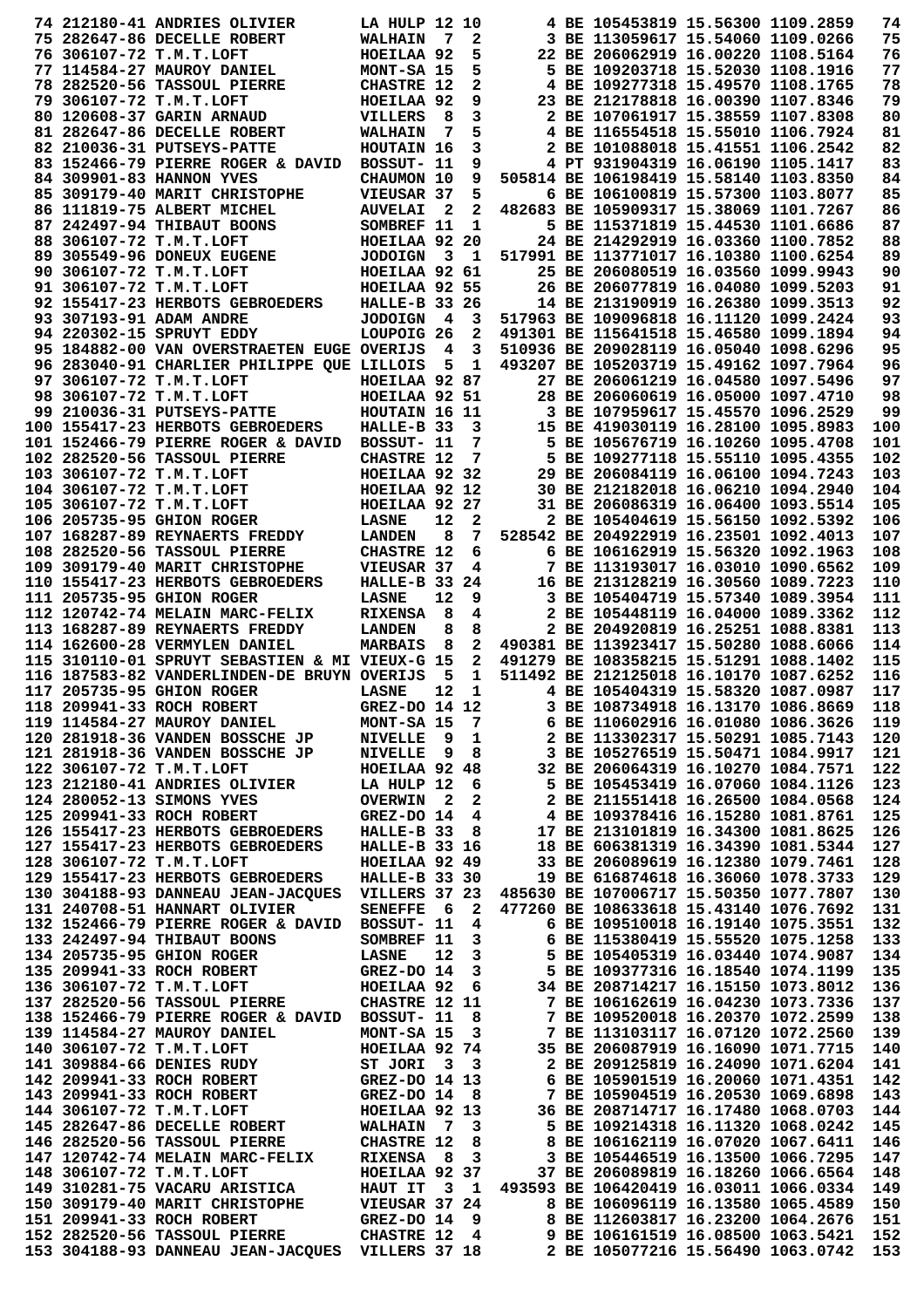```
 74 212180-41 ANDRIES OLIVIER       LA HULP 12 10       4 BE 105453819 15.56300 1109.2859   74
 75 282647-86 DECELLE ROBERT        WALHAIN  7  2       3 BE 113059617 15.54060 1109.0266   75
 76 306107-72 T.M.T.LOFT            HOEILAA 92  5      22 BE 206062919 16.00220 1108.5164   76
 77 114584-27 MAUROY DANIEL         MONT-SA 15  5       5 BE 109203718 15.52030 1108.1916   77
 78 282520-56 TASSOUL PIERRE        CHASTRE 12  2       4 BE 109277318 15.49570 1108.1765   78
 79 306107-72 T.M.T.LOFT            HOEILAA 92  9      23 BE 212178818 16.00390 1107.8346   79
 80 120608-37 GARIN ARNAUD          VILLERS  8  3       2 BE 107061917 15.38559 1107.8308   80
 81 282647-86 DECELLE ROBERT        WALHAIN  7  5       4 BE 116554518 15.55010 1106.7924   81
 82 210036-31 PUTSEYS-PATTE         HOUTAIN 16  3       2 BE 101808818 15.41551 1106.2542   82
 83 152466-79 PIERRE ROGER & DAVID  BOSSUT- 11  9       4 PT 931904319 16.06190 1105.1417   83
 84 309901-83 HANNON YVES           CHAUMON 10  9  505814 BE 106198419 15.58140 1103.8350   84
 85 309179-40 MARIT CHRISTOPHE      VIEUSAR 37  5       6 BE 106100819 15.57300 1103.8077   85
 86 111819-75 ALBERT MICHEL         AUVELAI  2  2  482683 BE 105909317 15.38069 1101.7267   86
 87 242497-94 THIBAUT BOONS         SOMBREF 11  1       5 BE 115371819 15.44530 1101.6686   87
 88 306107-72 T.M.T.LOFT            HOEILAA 92 20      24 BE 214292919 16.03360 1100.7852   88
 89 305549-96 DONEUX EUGENE         JODOIGN  3  1  517991 BE 113771017 16.10380 1100.6254   89
 90 306107-72 T.M.T.LOFT            HOEILAA 92 61      25 BE 206080519 16.03560 1099.9943   90
 91 306107-72 T.M.T.LOFT            HOEILAA 92 55      26 BE 206077819 16.04080 1099.5203   91
 92 155417-23 HERBOTS GEBROEDERS    HALLE-B 33 26      14 BE 213190919 16.26380 1099.3513   92
 93 307193-91 ADAM ANDRE            JODOIGN  4  3  517963 BE 109096818 16.11120 1099.2424   93
 94 220302-15 SPRUYT EDDY           LOUPOIG 26  2  491301 BE 115641518 15.46580 1099.1894   94
 95 184882-00 VAN OVERSTRAETEN EUGE OVERIJS  4  3  510936 BE 209028119 16.05040 1098.6296   95
 96 283040-91 CHARLIER PHILIPPE QUE LILLOIS  5  1  493207 BE 105203719 15.49162 1097.7964   96
 97 306107-72 T.M.T.LOFT            HOEILAA 92 87      27 BE 206061219 16.04580 1097.5496   97
 98 306107-72 T.M.T.LOFT            HOEILAA 92 51      28 BE 206060619 16.05000 1097.4710   98
 99 210036-31 PUTSEYS-PATTE         HOUTAIN 16 11       3 BE 107959617 15.45570 1096.2529   99
100 155417-23 HERBOTS GEBROEDERS    HALLE-B 33  3      15 BE 419030119 16.28100 1095.8983  100
101 152466-79 PIERRE ROGER & DAVID  BOSSUT- 11  7       5 BE 105676719 16.10260 1095.4708  101
102 282520-56 TASSOUL PIERRE        CHASTRE 12  7       5 BE 109277118 15.55110 1094.4355  102
103 306107-72 T.M.T.LOFT            HOEILAA 92 32      29 BE 206084119 16.06100 1094.7243  103
104 306107-72 T.M.T.LOFT            HOEILAA 92 12      30 BE 212182018 16.06210 1094.2940  104
105 306107-72 T.M.T.LOFT            HOEILAA 92 27      31 BE 206086319 16.06400 1093.5514  105
106 205735-95 GHION ROGER           LASNE   12  2       2 BE 105404619 15.56150 1092.5392  106
107 168287-89 REYNAERTS FREDDY      LANDEN   8  7  528542 BE 204922919 16.23501 1092.4013  107
108 282520-56 TASSOUL PIERRE        CHASTRE 12  6       6 BE 106162919 15.56320 1092.1963  108
109 309179-40 MARIT CHRISTOPHE      VIEUSAR 37  4       7 BE 113193017 16.03010 1090.6562  109
110 155417-23 HERBOTS GEBROEDERS    HALLE-B 33 24      16 BE 213128219 16.30560 1089.7223  110
111 205735-95 GHION ROGER           LASNE   12  9       3 BE 105404719 15.57340 1089.3954  111
112 120742-74 MELAIN MARC-FELIX     RIXENSA  8  4       2 BE 105448119 16.04000 1089.3362  112
113 168287-89 REYNAERTS FREDDY      LANDEN   8  8       2 BE 204920819 16.25251 1088.8381  113
114 162600-28 VERMYLEN DANIEL       MARBAIS  8  2  490381 BE 113923417 15.50280 1088.6066  114
115 310110-01 SPRUYT SEBASTIEN & MI VIEUX-G 15  2  491279 BE 108358215 15.51291 1088.1402  115
116 187583-82 VANDERLINDEN-DE BRUYN OVERIJS  5  1  511492 BE 212125018 16.10170 1087.6252  116
117 205735-95 GHION ROGER           LASNE   12  1       4 BE 105404319 15.58320 1087.0987  117
118 209941-33 ROCH ROBERT           GREZ-DO 14 12       3 BE 108734918 16.13170 1086.8669  118
119 114584-27 MAUROY DANIEL         MONT-SA 15  7       6 BE 110602916 16.01080 1086.3626  119
120 281918-36 VANDEN BOSSCHE JP     NIVELLE  9  1       2 BE 113302317 15.50291 1085.7143  120
121 281918-36 VANDEN BOSSCHE JP     NIVELLE  9  8       3 BE 105276519 15.50471 1084.9917  121
122 306107-72 T.M.T.LOFT            HOEILAA 92 48      32 BE 206064319 16.10270 1084.7571  122
123 212180-41 ANDRIES OLIVIER       LA HULP 12  6       5 BE 105453419 16.07060 1084.1126  123
124 280052-13 SIMONS YVES           OVERWIN  2  2       2 BE 211551418 16.26500 1084.0568  124
125 209941-33 ROCH ROBERT           GREZ-DO 14  4       4 BE 109378416 16.15280 1081.8761  125
126 155417-23 HERBOTS GEBROEDERS    HALLE-B 33  8      17 BE 213101819 16.34300 1081.8625  126
127 155417-23 HERBOTS GEBROEDERS    HALLE-B 33 16      18 BE 606381319 16.34390 1081.5344  127
128 306107-72 T.M.T.LOFT            HOEILAA 92 49      33 BE 206089619 16.12380 1079.7461  128
129 155417-23 HERBOTS GEBROEDERS    HALLE-B 33 30      19 BE 616874618 16.36060 1078.3733  129
130 304188-93 DANNEAU JEAN-JACQUES  VILLERS 37 23  485630 BE 107006717 15.50350 1077.7807  130
131 240708-51 HANNART OLIVIER       SENEFFE  6  2  477260 BE 108633618 15.43140 1076.7692  131
132 152466-79 PIERRE ROGER & DAVID  BOSSUT- 11  4       6 BE 109510018 16.19140 1075.3551  132
133 242497-94 THIBAUT BOONS         SOMBREF 11  3       6 BE 115380419 15.55520 1075.1258  133
134 205735-95 GHION ROGER           LASNE   12  3       5 BE 105405319 16.03440 1074.9087  134
135 209941-33 ROCH ROBERT           GREZ-DO 14  3       5 BE 109377316 16.18540 1074.1199  135
136 306107-72 T.M.T.LOFT            HOEILAA 92  6      34 BE 208714217 16.15150 1073.8012  136
137 282520-56 TASSOUL PIERRE        CHASTRE 12 11       7 BE 106162619 16.04230 1073.7336  137
138 152466-79 PIERRE ROGER & DAVID  BOSSUT- 11  8       7 BE 109520018 16.20370 1072.2599  138
139 114584-27 MAUROY DANIEL         MONT-SA 15  3       7 BE 113103117 16.07120 1072.2560  139
140 306107-72 T.M.T.LOFT            HOEILAA 92 74      35 BE 206087919 16.16090 1071.7715  140
141 309884-66 DENIES RUDY           ST JORI  3  3       2 BE 209125819 16.24090 1071.6204  141
142 209941-33 ROCH ROBERT           GREZ-DO 14 13       6 BE 105901519 16.20060 1071.4351  142
143 209941-33 ROCH ROBERT           GREZ-DO 14  8       7 BE 105904519 16.20530 1069.6898  143
144 306107-72 T.M.T.LOFT            HOEILAA 92 13      36 BE 208714717 16.17480 1068.0703  144
145 282647-86 DECELLE ROBERT        WALHAIN  7  3       5 BE 109214318 16.11320 1068.0242  145
146 282520-56 TASSOUL PIERRE        CHASTRE 12  8       8 BE 106162119 16.07020 1067.6411  146
147 120742-74 MELAIN MARC-FELIX     RIXENSA  8  3       3 BE 105446519 16.13500 1066.7295  147
148 306107-72 T.M.T.LOFT            HOEILAA 92 37      37 BE 206089819 16.18260 1066.6564  148
149 310281-75 VACARU ARISTICA       HAUT IT  3  1  493593 BE 106420419 16.03011 1066.0334  149
150 309179-40 MARIT CHRISTOPHE      VIEUSAR 37 24       8 BE 106096119 16.13580 1065.4589  150
151 209941-33 ROCH ROBERT           GREZ-DO 14  9       8 BE 112603817 16.23200 1064.2676  151
152 282520-56 TASSOUL PIERRE        CHASTRE 12  4       9 BE 106161519 16.08500 1063.5421  152
153 304188-93 DANNEAU JEAN-JACQUES  VILLERS 37 18       2 BE 105077216 15.56490 1063.0742  153
```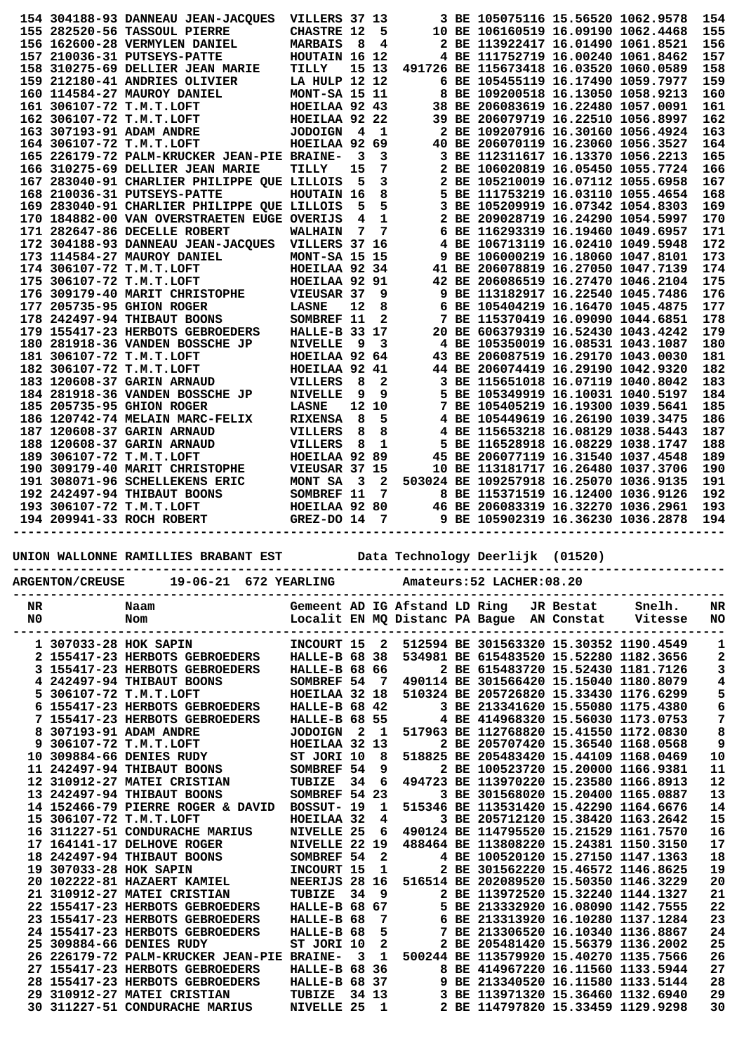| NR | Naam | Gemeent | AD | IG | Afstand | LD | Ring | JR | Bestat | Snelh. | NR |
|---|---|---|---|---|---|---|---|---|---|---|---|
| 154 | 304188-93 DANNEAU JEAN-JACQUES | VILLERS | 37 | 13 | 3 | BE | 1050751 | 16 | 15.56520 | 1062.9578 | 154 |
| 155 | 282520-56 TASSOUL PIERRE | CHASTRE | 12 | 5 | 10 | BE | 1061605 | 19 | 16.09190 | 1062.4468 | 155 |
| 156 | 162600-28 VERMYLEN DANIEL | MARBAIS | 8 | 4 | 2 | BE | 1139224 | 17 | 16.01490 | 1061.8521 | 156 |
| 157 | 210036-31 PUTSEYS-PATTE | HOUTAIN | 16 | 12 | 4 | BE | 1117527 | 19 | 16.00240 | 1061.8462 | 157 |
| 158 | 310275-69 DELLIER JEAN MARIE | TILLY | 15 | 13 | 491726 | BE | 1156734 | 18 | 16.03520 | 1060.0589 | 158 |
| 159 | 212180-41 ANDRIES OLIVIER | LA HULP | 12 | 12 | 6 | BE | 1054551 | 19 | 16.17490 | 1059.7977 | 159 |
| 160 | 114584-27 MAUROY DANIEL | MONT-SA | 15 | 11 | 8 | BE | 1092005 | 18 | 16.13050 | 1058.9213 | 160 |
| 161 | 306107-72 T.M.T.LOFT | HOEILAA | 92 | 43 | 38 | BE | 2060836 | 19 | 16.22480 | 1057.0091 | 161 |
| 162 | 306107-72 T.M.T.LOFT | HOEILAA | 92 | 22 | 39 | BE | 2060797 | 19 | 16.22510 | 1056.8997 | 162 |
| 163 | 307193-91 ADAM ANDRE | JODOIGN | 4 | 1 | 2 | BE | 1092079 | 16 | 16.30160 | 1056.4924 | 163 |
| 164 | 306107-72 T.M.T.LOFT | HOEILAA | 92 | 69 | 40 | BE | 2060701 | 19 | 16.23060 | 1056.3527 | 164 |
| 165 | 226179-72 PALM-KRUCKER JEAN-PIE | BRAINE- | 3 | 3 | 3 | BE | 1123116 | 17 | 16.13370 | 1056.2213 | 165 |
| 166 | 310275-69 DELLIER JEAN MARIE | TILLY | 15 | 7 | 2 | BE | 1060208 | 19 | 16.05450 | 1055.7724 | 166 |
| 167 | 283040-91 CHARLIER PHILIPPE QUE | LILLOIS | 5 | 3 | 2 | BE | 1052100 | 19 | 16.07112 | 1055.6958 | 167 |
| 168 | 210036-31 PUTSEYS-PATTE | HOUTAIN | 16 | 8 | 5 | BE | 1117532 | 19 | 16.03110 | 1055.4654 | 168 |
| 169 | 283040-91 CHARLIER PHILIPPE QUE | LILLOIS | 5 | 5 | 3 | BE | 1052099 | 19 | 16.07342 | 1054.8303 | 169 |
| 170 | 184882-00 VAN OVERSTRAETEN EUGE | OVERIJS | 4 | 1 | 2 | BE | 2090287 | 19 | 16.24290 | 1054.5997 | 170 |
| 171 | 282647-86 DECELLE ROBERT | WALHAIN | 7 | 7 | 6 | BE | 1162933 | 19 | 16.19460 | 1049.6957 | 171 |
| 172 | 304188-93 DANNEAU JEAN-JACQUES | VILLERS | 37 | 16 | 4 | BE | 1067131 | 19 | 16.02410 | 1049.5948 | 172 |
| 173 | 114584-27 MAUROY DANIEL | MONT-SA | 15 | 15 | 9 | BE | 1060002 | 19 | 16.18060 | 1047.8101 | 173 |
| 174 | 306107-72 T.M.T.LOFT | HOEILAA | 92 | 34 | 41 | BE | 2060788 | 19 | 16.27050 | 1047.7139 | 174 |
| 175 | 306107-72 T.M.T.LOFT | HOEILAA | 92 | 91 | 42 | BE | 2060865 | 19 | 16.27470 | 1046.2104 | 175 |
| 176 | 309179-40 MARIT CHRISTOPHE | VIEUSAR | 37 | 9 | 9 | BE | 1131829 | 17 | 16.22540 | 1045.7486 | 176 |
| 177 | 205735-95 GHION ROGER | LASNE | 12 | 8 | 6 | BE | 1054042 | 19 | 16.16470 | 1045.4875 | 177 |
| 178 | 242497-94 THIBAUT BOONS | SOMBREF | 11 | 2 | 7 | BE | 1153704 | 19 | 16.09090 | 1044.6851 | 178 |
| 179 | 155417-23 HERBOTS GEBROEDERS | HALLE-B | 33 | 17 | 20 | BE | 6063793 | 19 | 16.52430 | 1043.4242 | 179 |
| 180 | 281918-36 VANDEN BOSSCHE JP | NIVELLE | 9 | 3 | 4 | BE | 1053500 | 19 | 16.08531 | 1043.1087 | 180 |
| 181 | 306107-72 T.M.T.LOFT | HOEILAA | 92 | 64 | 43 | BE | 2060875 | 19 | 16.29170 | 1043.0030 | 181 |
| 182 | 306107-72 T.M.T.LOFT | HOEILAA | 92 | 41 | 44 | BE | 2060744 | 19 | 16.29190 | 1042.9320 | 182 |
| 183 | 120608-37 GARIN ARNAUD | VILLERS | 8 | 2 | 3 | BE | 1156510 | 18 | 16.07119 | 1040.8042 | 183 |
| 184 | 281918-36 VANDEN BOSSCHE JP | NIVELLE | 9 | 9 | 5 | BE | 1053499 | 19 | 16.10031 | 1040.5197 | 184 |
| 185 | 205735-95 GHION ROGER | LASNE | 12 | 10 | 7 | BE | 1054052 | 19 | 16.19300 | 1039.5641 | 185 |
| 186 | 120742-74 MELAIN MARC-FELIX | RIXENSA | 8 | 5 | 4 | BE | 1054496 | 19 | 16.26190 | 1039.3475 | 186 |
| 187 | 120608-37 GARIN ARNAUD | VILLERS | 8 | 8 | 4 | BE | 1156532 | 18 | 16.08129 | 1038.5443 | 187 |
| 188 | 120608-37 GARIN ARNAUD | VILLERS | 8 | 1 | 5 | BE | 1165289 | 18 | 16.08229 | 1038.1747 | 188 |
| 189 | 306107-72 T.M.T.LOFT | HOEILAA | 92 | 89 | 45 | BE | 2060771 | 19 | 16.31540 | 1037.4548 | 189 |
| 190 | 309179-40 MARIT CHRISTOPHE | VIEUSAR | 37 | 15 | 10 | BE | 1131817 | 17 | 16.26480 | 1037.3706 | 190 |
| 191 | 308071-96 SCHELLEKENS ERIC | MONT SA | 3 | 2 | 503024 | BE | 1092579 | 18 | 16.25070 | 1036.9135 | 191 |
| 192 | 242497-94 THIBAUT BOONS | SOMBREF | 11 | 7 | 8 | BE | 1153715 | 19 | 16.12400 | 1036.9126 | 192 |
| 193 | 306107-72 T.M.T.LOFT | HOEILAA | 92 | 80 | 46 | BE | 2060832 | 19 | 16.32270 | 1036.2961 | 193 |
| 194 | 209941-33 ROCH ROBERT | GREZ-DO | 14 | 7 | 9 | BE | 1059023 | 19 | 16.36230 | 1036.2878 | 194 |

UNION WALLONNE RAMILLIES BRABANT EST          Data Technology Deerlijk  (01520)

ARGENTON/CREUSE      19-06-21  672 YEARLING          Amateurs:52 LACHER:08.20

| NR<br>N0 | Naam<br>Nom | Gemeent<br>Localit | AD<br>EN | IG<br>MQ | Afstand<br>Distanc | LD<br>PA | Ring<br>Bague | JR<br>AN | Bestat<br>Constat | Snelh.<br>Vitesse | NR<br>NO |
|---|---|---|---|---|---|---|---|---|---|---|---|
| 1 | 307033-28 HOK SAPIN | INCOURT | 15 | 2 | 512594 | BE | 3015633 | 20 | 15.30352 | 1190.4549 | 1 |
| 2 | 155417-23 HERBOTS GEBROEDERS | HALLE-B | 68 | 38 | 534981 | BE | 6154835 | 20 | 15.52280 | 1182.3656 | 2 |
| 3 | 155417-23 HERBOTS GEBROEDERS | HALLE-B | 68 | 66 | 2 | BE | 6154837 | 20 | 15.52430 | 1181.7126 | 3 |
| 4 | 242497-94 THIBAUT BOONS | SOMBREF | 54 | 7 | 490114 | BE | 3015664 | 20 | 15.15040 | 1180.8079 | 4 |
| 5 | 306107-72 T.M.T.LOFT | HOEILAA | 32 | 18 | 510324 | BE | 2057268 | 20 | 15.33430 | 1176.6299 | 5 |
| 6 | 155417-23 HERBOTS GEBROEDERS | HALLE-B | 68 | 42 | 3 | BE | 2133416 | 20 | 15.55080 | 1175.4380 | 6 |
| 7 | 155417-23 HERBOTS GEBROEDERS | HALLE-B | 68 | 55 | 4 | BE | 4149683 | 20 | 15.56030 | 1173.0753 | 7 |
| 8 | 307193-91 ADAM ANDRE | JODOIGN | 2 | 1 | 517963 | BE | 1127688 | 20 | 15.41550 | 1172.0830 | 8 |
| 9 | 306107-72 T.M.T.LOFT | HOEILAA | 32 | 13 | 2 | BE | 2057074 | 20 | 15.36540 | 1168.0568 | 9 |
| 10 | 309884-66 DENIES RUDY | ST JORI | 10 | 8 | 518825 | BE | 2054834 | 20 | 15.44109 | 1168.0469 | 10 |
| 11 | 242497-94 THIBAUT BOONS | SOMBREF | 54 | 9 | 2 | BE | 1005237 | 20 | 15.20080 | 1166.9381 | 11 |
| 12 | 310912-27 MATEI CRISTIAN | TUBIZE | 34 | 6 | 494723 | BE | 1139702 | 20 | 15.23580 | 1166.8913 | 12 |
| 13 | 242497-94 THIBAUT BOONS | SOMBREF | 54 | 23 | 3 | BE | 3015680 | 20 | 15.20400 | 1165.0887 | 13 |
| 14 | 152466-79 PIERRE ROGER & DAVID | BOSSUT- | 19 | 1 | 515346 | BE | 1135314 | 20 | 15.42290 | 1164.6676 | 14 |
| 15 | 306107-72 T.M.T.LOFT | HOEILAA | 32 | 4 | 3 | BE | 2057121 | 20 | 15.38420 | 1163.2642 | 15 |
| 16 | 311227-51 CONDURACHE MARIUS | NIVELLE | 25 | 6 | 490124 | BE | 1147955 | 20 | 15.21529 | 1161.7570 | 16 |
| 17 | 164141-17 DELHOVE ROGER | NIVELLE | 22 | 19 | 488464 | BE | 1138082 | 20 | 15.24381 | 1150.3150 | 17 |
| 18 | 242497-94 THIBAUT BOONS | SOMBREF | 54 | 2 | 4 | BE | 1005201 | 20 | 15.27150 | 1147.1363 | 18 |
| 19 | 307033-28 HOK SAPIN | INCOURT | 15 | 1 | 2 | BE | 3015622 | 20 | 15.46572 | 1146.8625 | 19 |
| 20 | 102222-81 HAZAERT KAMIEL | NEERIJS | 28 | 16 | 516514 | BE | 2020895 | 20 | 15.50350 | 1146.3229 | 20 |
| 21 | 310912-27 MATEI CRISTIAN | TUBIZE | 34 | 9 | 2 | BE | 1139725 | 20 | 15.32240 | 1144.1327 | 21 |
| 22 | 155417-23 HERBOTS GEBROEDERS | HALLE-B | 68 | 67 | 5 | BE | 2133329 | 20 | 16.08090 | 1142.7555 | 22 |
| 23 | 155417-23 HERBOTS GEBROEDERS | HALLE-B | 68 | 7 | 6 | BE | 2133139 | 20 | 16.10280 | 1137.1284 | 23 |
| 24 | 155417-23 HERBOTS GEBROEDERS | HALLE-B | 68 | 5 | 7 | BE | 2133065 | 20 | 16.10340 | 1136.8867 | 24 |
| 25 | 309884-66 DENIES RUDY | ST JORI | 10 | 2 | 2 | BE | 2054817 | 20 | 15.56379 | 1136.2002 | 25 |
| 26 | 226179-72 PALM-KRUCKER JEAN-PIE | BRAINE- | 3 | 1 | 500244 | BE | 1135799 | 20 | 15.40270 | 1135.7566 | 26 |
| 27 | 155417-23 HERBOTS GEBROEDERS | HALLE-B | 68 | 36 | 8 | BE | 4149672 | 20 | 16.11560 | 1133.5944 | 27 |
| 28 | 155417-23 HERBOTS GEBROEDERS | HALLE-B | 68 | 37 | 9 | BE | 2133405 | 20 | 16.11580 | 1133.5144 | 28 |
| 29 | 310912-27 MATEI CRISTIAN | TUBIZE | 34 | 13 | 3 | BE | 1139713 | 20 | 15.36460 | 1132.6940 | 29 |
| 30 | 311227-51 CONDURACHE MARIUS | NIVELLE | 25 | 1 | 2 | BE | 1147978 | 20 | 15.33459 | 1129.9298 | 30 |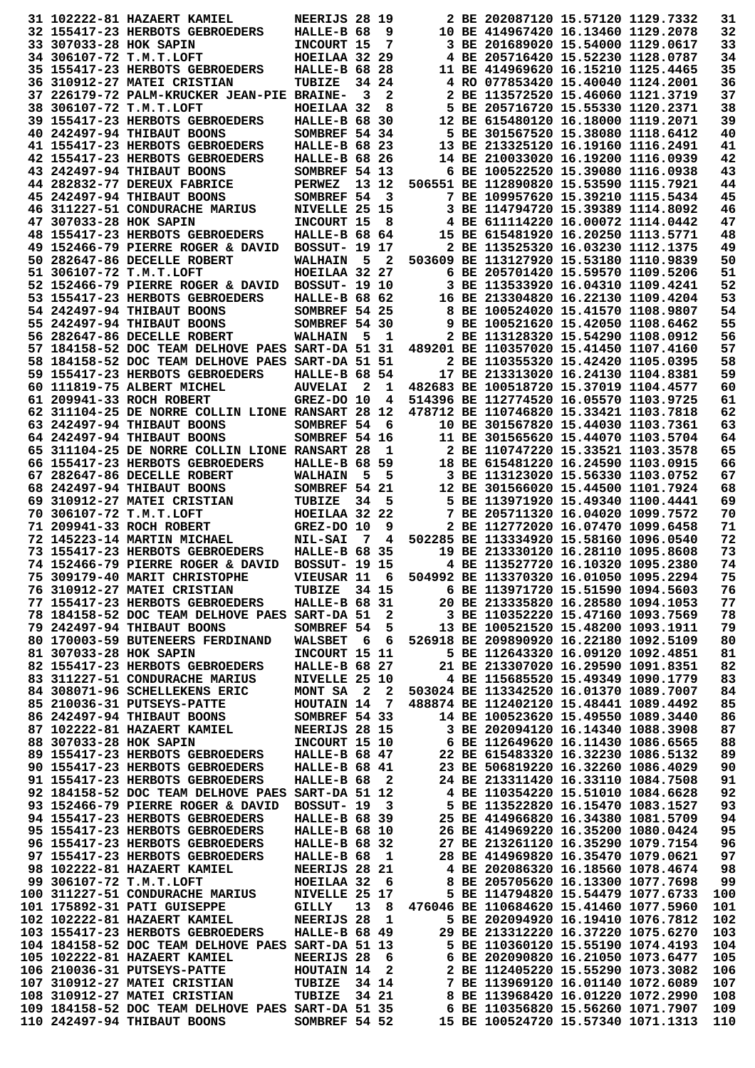```
 31 102222-81 HAZAERT KAMIEL        NEERIJS 28 19       2 BE 202087120 15.57120 1129.7332   31
 32 155417-23 HERBOTS GEBROEDERS    HALLE-B 68  9      10 BE 414967420 16.13460 1129.2078   32
 33 307033-28 HOK SAPIN             INCOURT 15  7       3 BE 201689020 15.54000 1129.0617   33
 34 306107-72 T.M.T.LOFT            HOEILAA 32 29       4 BE 205716420 15.52230 1128.0787   34
 35 155417-23 HERBOTS GEBROEDERS    HALLE-B 68 28      11 BE 414969620 16.15210 1125.4465   35
 36 310912-27 MATEI CRISTIAN        TUBIZE  34 24       4 RO 077853420 15.40040 1124.2001   36
 37 226179-72 PALM-KRUCKER JEAN-PIE BRAINE-  3  2       2 BE 113572520 15.46060 1121.3719   37
 38 306107-72 T.M.T.LOFT            HOEILAA 32  8       5 BE 205716720 15.55330 1120.2371   38
 39 155417-23 HERBOTS GEBROEDERS    HALLE-B 68 30      12 BE 615480120 16.18000 1119.2071   39
 40 242497-94 THIBAUT BOONS         SOMBREF 54 34       5 BE 301567520 15.38080 1118.6412   40
 41 155417-23 HERBOTS GEBROEDERS    HALLE-B 68 23      13 BE 213325120 16.19160 1116.2491   41
 42 155417-23 HERBOTS GEBROEDERS    HALLE-B 68 26      14 BE 210033020 16.19200 1116.0939   42
 43 242497-94 THIBAUT BOONS         SOMBREF 54 13       6 BE 100522520 15.39080 1116.0938   43
 44 282832-77 DEREUX FABRICE        PERWEZ  13 12  506551 BE 112890820 15.53590 1115.7921   44
 45 242497-94 THIBAUT BOONS         SOMBREF 54  3       7 BE 109957620 15.39210 1115.5434   45
 46 311227-51 CONDURACHE MARIUS     NIVELLE 25 15       3 BE 114794720 15.39389 1114.8092   46
 47 307033-28 HOK SAPIN             INCOURT 15  8       4 BE 611114220 16.00072 1114.0442   47
 48 155417-23 HERBOTS GEBROEDERS    HALLE-B 68 64      15 BE 615481920 16.20250 1113.5771   48
 49 152466-79 PIERRE ROGER & DAVID  BOSSUT- 19 17       2 BE 113525320 16.03230 1112.1375   49
 50 282647-86 DECELLE ROBERT        WALHAIN  5  2  503609 BE 113127920 15.53180 1110.9839   50
 51 306107-72 T.M.T.LOFT            HOEILAA 32 27       6 BE 205701420 15.59570 1109.5206   51
 52 152466-79 PIERRE ROGER & DAVID  BOSSUT- 19 10       3 BE 113533920 16.04310 1109.4241   52
 53 155417-23 HERBOTS GEBROEDERS    HALLE-B 68 62      16 BE 213304820 16.22130 1109.4204   53
 54 242497-94 THIBAUT BOONS         SOMBREF 54 25       8 BE 100524020 15.41570 1108.9807   54
 55 242497-94 THIBAUT BOONS         SOMBREF 54 30       9 BE 100521620 15.42050 1108.6462   55
 56 282647-86 DECELLE ROBERT        WALHAIN  5  1       2 BE 113128320 15.54290 1108.0912   56
 57 184158-52 DOC TEAM DELHOVE PAES SART-DA 51 31  489201 BE 110357020 15.41450 1107.4160   57
 58 184158-52 DOC TEAM DELHOVE PAES SART-DA 51 51       2 BE 110355320 15.42420 1105.0395   58
 59 155417-23 HERBOTS GEBROEDERS    HALLE-B 68 54      17 BE 213313020 16.24130 1104.8381   59
 60 111819-75 ALBERT MICHEL         AUVELAI  2  1  482683 BE 100518720 15.37019 1104.4577   60
 61 209941-33 ROCH ROBERT           GREZ-DO 10  4  514396 BE 112774520 16.05570 1103.9725   61
 62 311104-25 DE NORRE COLLIN LIONE RANSART 28 12  478712 BE 110746820 15.33421 1103.7818   62
 63 242497-94 THIBAUT BOONS         SOMBREF 54  6      10 BE 301567820 15.44030 1103.7361   63
 64 242497-94 THIBAUT BOONS         SOMBREF 54 16      11 BE 301565620 15.44070 1103.5704   64
 65 311104-25 DE NORRE COLLIN LIONE RANSART 28  1       2 BE 110747220 15.33521 1103.3578   65
 66 155417-23 HERBOTS GEBROEDERS    HALLE-B 68 59      18 BE 615481220 16.24590 1103.0915   66
 67 282647-86 DECELLE ROBERT        WALHAIN  5  5       3 BE 113123020 15.56330 1103.0752   67
 68 242497-94 THIBAUT BOONS         SOMBREF 54 21      12 BE 301566020 15.44500 1101.7924   68
 69 310912-27 MATEI CRISTIAN        TUBIZE  34  5       5 BE 113971920 15.49340 1100.4441   69
 70 306107-72 T.M.T.LOFT            HOEILAA 32 22       7 BE 205711320 16.04020 1099.7572   70
 71 209941-33 ROCH ROBERT           GREZ-DO 10  9       2 BE 112772020 16.07470 1099.6458   71
 72 145223-14 MARTIN MICHAEL        NIL-SAI  7  4  502285 BE 113334920 15.58160 1096.0540   72
 73 155417-23 HERBOTS GEBROEDERS    HALLE-B 68 35      19 BE 213330120 16.28160 1095.8608   73
 74 152466-79 PIERRE ROGER & DAVID  BOSSUT- 19 15       4 BE 113527720 16.10320 1095.2380   74
 75 309179-40 MARIT CHRISTOPHE      VIEUSAR 11  6  504992 BE 113370320 16.01050 1095.2294   75
 76 310912-27 MATEI CRISTIAN        TUBIZE  34 15       6 BE 113971720 15.51590 1094.5603   76
 77 155417-23 HERBOTS GEBROEDERS    HALLE-B 68 31      20 BE 213335820 16.28580 1094.1053   77
 78 184158-52 DOC TEAM DELHOVE PAES SART-DA 51  2       3 BE 110352220 15.47160 1093.7569   78
 79 242497-94 THIBAUT BOONS         SOMBREF 54  5      13 BE 100521520 15.48200 1093.1911   79
 80 170003-59 BUTENEERS FERDINAND   WALSBET  6  6  526918 BE 209890920 16.22180 1092.5109   80
 81 307033-28 HOK SAPIN             INCOURT 15 11       5 BE 112643320 16.09120 1092.4851   81
 82 155417-23 HERBOTS GEBROEDERS    HALLE-B 68 27      21 BE 213307020 16.29590 1091.8351   82
 83 311227-51 CONDURACHE MARIUS     NIVELLE 25 10       4 BE 115685520 15.49349 1090.1779   83
 84 308071-96 SCHELLEKENS ERIC      MONT SA  2  2  503024 BE 113342520 16.01370 1089.7007   84
 85 210036-31 PUTSEYS-PATTE         HOUTAIN 14  7  488874 BE 112402120 15.48441 1089.4492   85
 86 242497-94 THIBAUT BOONS         SOMBREF 54 33      14 BE 100523620 15.49550 1089.3440   86
 87 102222-81 HAZAERT KAMIEL        NEERIJS 28 15       3 BE 202094120 16.14340 1088.3908   87
 88 307033-28 HOK SAPIN             INCOURT 15 10       6 BE 112649620 16.11430 1086.6565   88
 89 155417-23 HERBOTS GEBROEDERS    HALLE-B 68 47      22 BE 615483320 16.32230 1086.5132   89
 90 155417-23 HERBOTS GEBROEDERS    HALLE-B 68 41      23 BE 506819220 16.32260 1086.4029   90
 91 155417-23 HERBOTS GEBROEDERS    HALLE-B 68  2      24 BE 213311420 16.33110 1084.7508   91
 92 184158-52 DOC TEAM DELHOVE PAES SART-DA 51 12       4 BE 110354220 15.51010 1084.6628   92
 93 152466-79 PIERRE ROGER & DAVID  BOSSUT- 19  3       5 BE 113522820 16.15470 1083.1527   93
 94 155417-23 HERBOTS GEBROEDERS    HALLE-B 68 39      25 BE 414966820 16.34380 1081.5709   94
 95 155417-23 HERBOTS GEBROEDERS    HALLE-B 68 10      26 BE 414969220 16.35200 1080.0424   95
 96 155417-23 HERBOTS GEBROEDERS    HALLE-B 68 32      27 BE 213261120 16.35290 1079.7154   96
 97 155417-23 HERBOTS GEBROEDERS    HALLE-B 68  1      28 BE 414969820 16.35470 1079.0621   97
 98 102222-81 HAZAERT KAMIEL        NEERIJS 28 21       4 BE 202086320 16.18560 1078.4674   98
 99 306107-72 T.M.T.LOFT            HOEILAA 32  6       8 BE 205705620 16.13300 1077.7698   99
100 311227-51 CONDURACHE MARIUS     NIVELLE 25 17       5 BE 114794820 15.54479 1077.6733  100
101 175892-31 PATI GUISEPPE         GILLY   13  8  476046 BE 110684620 15.41460 1077.5960  101
102 102222-81 HAZAERT KAMIEL        NEERIJS 28  1       5 BE 202094920 16.19410 1076.7812  102
103 155417-23 HERBOTS GEBROEDERS    HALLE-B 68 49      29 BE 213312020 16.37220 1075.6270  103
104 184158-52 DOC TEAM DELHOVE PAES SART-DA 51 13       5 BE 110360120 15.55190 1074.4193  104
105 102222-81 HAZAERT KAMIEL        NEERIJS 28  6       6 BE 202090820 16.21050 1073.6477  105
106 210036-31 PUTSEYS-PATTE         HOUTAIN 14  2       2 BE 112405220 15.55290 1073.3082  106
107 310912-27 MATEI CRISTIAN        TUBIZE  34 14       7 BE 113969120 16.01140 1072.6089  107
108 310912-27 MATEI CRISTIAN        TUBIZE  34 21       8 BE 113968420 16.01220 1072.2990  108
109 184158-52 DOC TEAM DELHOVE PAES SART-DA 51 35       6 BE 110356820 15.56260 1071.7907  109
110 242497-94 THIBAUT BOONS         SOMBREF 54 52      15 BE 100524720 15.57340 1071.1313  110
```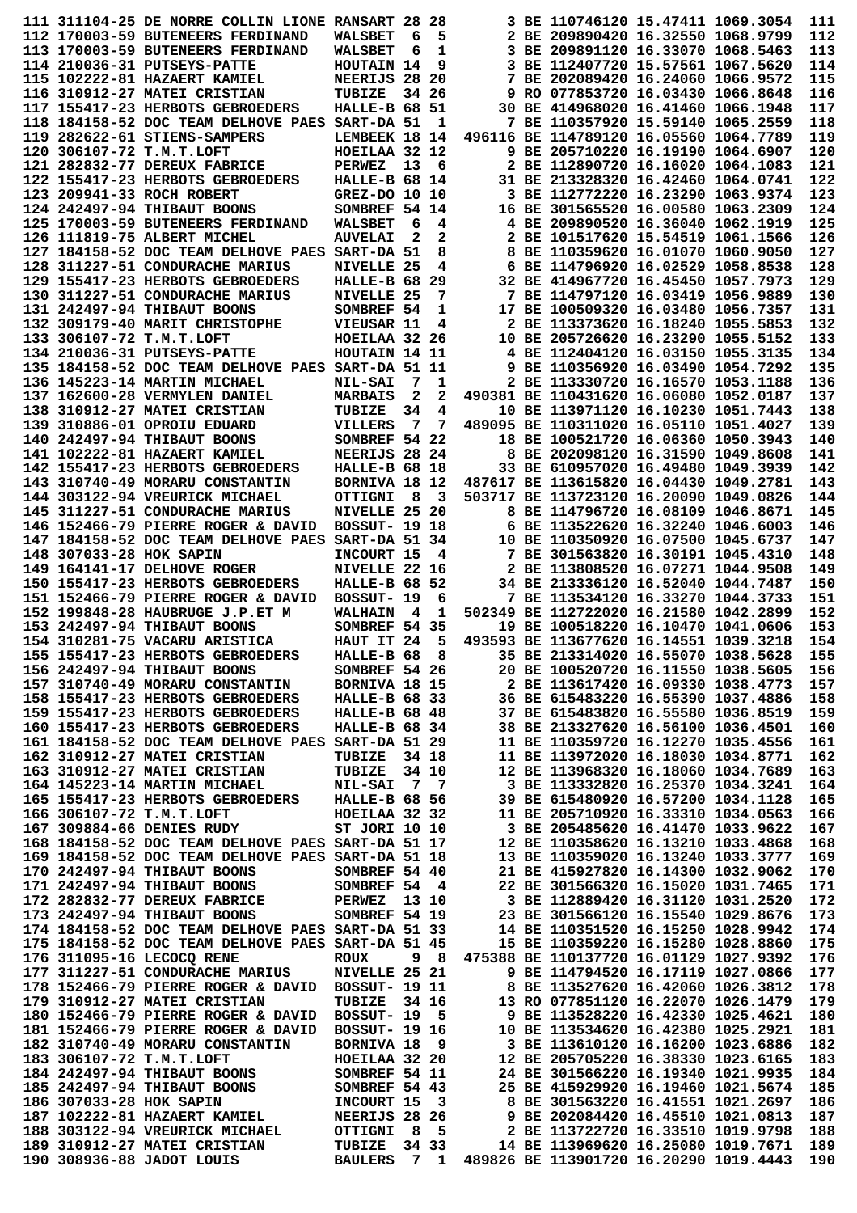```
111 311104-25 DE NORRE COLLIN LIONE RANSART 28 28       3 BE 110746120 15.47411 1069.3054  111
112 170003-59 BUTENEERS FERDINAND   WALSBET  6  5       2 BE 209890420 16.32550 1068.9799  112
113 170003-59 BUTENEERS FERDINAND   WALSBET  6  1       3 BE 209891120 16.33070 1068.5463  113
114 210036-31 PUTSEYS-PATTE         HOUTAIN 14  9       3 BE 112407720 15.57561 1067.5620  114
115 102222-81 HAZAERT KAMIEL        NEERIJS 28 20       7 BE 202089420 16.24060 1066.9572  115
116 310912-27 MATEI CRISTIAN        TUBIZE  34 26       9 RO 077853720 16.03430 1066.8648  116
117 155417-23 HERBOTS GEBROEDERS    HALLE-B 68 51      30 BE 414968020 16.41460 1066.1948  117
118 184158-52 DOC TEAM DELHOVE PAES SART-DA 51  1       7 BE 110357920 15.59140 1065.2559  118
119 282622-61 STIENS-SAMPERS        LEMBEEK 18 14  496116 BE 114789120 16.05560 1064.7789  119
120 306107-72 T.M.T.LOFT            HOEILAA 32 12       9 BE 205710220 16.19190 1064.6907  120
121 282832-77 DEREUX FABRICE        PERWEZ  13  6       2 BE 112890720 16.16020 1064.1083  121
122 155417-23 HERBOTS GEBROEDERS    HALLE-B 68 14      31 BE 213328320 16.42460 1064.0741  122
123 209941-33 ROCH ROBERT           GREZ-DO 10 10       3 BE 112772220 16.23290 1063.9374  123
124 242497-94 THIBAUT BOONS         SOMBREF 54 14      16 BE 301565520 16.00580 1063.2309  124
125 170003-59 BUTENEERS FERDINAND   WALSBET  6  4       4 BE 209890520 16.36040 1062.1919  125
126 111819-75 ALBERT MICHEL         AUVELAI  2  2       2 BE 101517620 15.54519 1061.1566  126
127 184158-52 DOC TEAM DELHOVE PAES SART-DA 51  8       8 BE 110359620 16.01070 1060.9050  127
128 311227-51 CONDURACHE MARIUS     NIVELLE 25  4       6 BE 114796920 16.02529 1058.8538  128
129 155417-23 HERBOTS GEBROEDERS    HALLE-B 68 29      32 BE 414967120 16.45450 1057.7973  129
130 311227-51 CONDURACHE MARIUS     NIVELLE 25  7       7 BE 114797120 16.03419 1056.9889  130
131 242497-94 THIBAUT BOONS         SOMBREF 54  1      17 BE 100509320 16.03480 1056.7357  131
132 309179-40 MARIT CHRISTOPHE      VIEUSAR 11  4       2 BE 113373620 16.18240 1055.5853  132
133 306107-72 T.M.T.LOFT            HOEILAA 32 26      10 BE 205726620 16.23290 1055.5152  133
134 210036-31 PUTSEYS-PATTE         HOUTAIN 14 11       4 BE 112404120 16.03150 1055.3135  134
135 184158-52 DOC TEAM DELHOVE PAES SART-DA 51 11       9 BE 110356920 16.03490 1054.7292  135
136 145223-14 MARTIN MICHAEL        NIL-SAI  7  1       2 BE 113330720 16.16570 1053.1188  136
137 162600-28 VERMYLEN DANIEL       MARBAIS  2  2  490381 BE 110431620 16.06080 1052.0187  137
138 310912-27 MATEI CRISTIAN        TUBIZE  34  4      10 BE 113971120 16.10230 1051.7443  138
139 310886-01 OPROIU EDUARD         VILLERS  7  7  489095 BE 110311020 16.05110 1051.4027  139
140 242497-94 THIBAUT BOONS         SOMBREF 54 22      18 BE 100521720 16.06360 1050.3943  140
141 102222-81 HAZAERT KAMIEL        NEERIJS 28 24       8 BE 202098120 16.31590 1049.8608  141
142 155417-23 HERBOTS GEBROEDERS    HALLE-B 68 18      33 BE 610957020 16.49480 1049.3939  142
143 310740-49 MORARU CONSTANTIN     BORNIVA 18 12  487617 BE 113615820 16.04430 1049.2781  143
144 303122-94 VREURICK MICHAEL      OTTIGNI  8  3  503717 BE 113723120 16.20090 1049.0826  144
145 311227-51 CONDURACHE MARIUS     NIVELLE 25 20       8 BE 114796720 16.08109 1046.8671  145
146 152466-79 PIERRE ROGER & DAVID  BOSSUT- 19 18       6 BE 113522620 16.32240 1046.6003  146
147 184158-52 DOC TEAM DELHOVE PAES SART-DA 51 34      10 BE 110350920 16.07500 1045.6737  147
148 307033-28 HOK SAPIN             INCOURT 15  4       7 BE 301563820 16.30191 1045.4310  148
149 164141-17 DELHOVE ROGER         NIVELLE 22 16       2 BE 113808520 16.07271 1044.9508  149
150 155417-23 HERBOTS GEBROEDERS    HALLE-B 68 52      34 BE 213336120 16.52040 1044.7487  150
151 152466-79 PIERRE ROGER & DAVID  BOSSUT- 19  6       7 BE 113534120 16.33270 1044.3733  151
152 199848-28 HAUBRUGE J.P.ET M     WALHAIN  4  1  502349 BE 112722020 16.21580 1042.2899  152
153 242497-94 THIBAUT BOONS         SOMBREF 54 35      19 BE 100518220 16.10470 1041.0606  153
154 310281-75 VACARU ARISTICA       HAUT IT 24  5  493593 BE 113677620 16.14551 1039.3218  154
155 155417-23 HERBOTS GEBROEDERS    HALLE-B 68  8      35 BE 213314020 16.55070 1038.5628  155
156 242497-94 THIBAUT BOONS         SOMBREF 54 26      20 BE 100520720 16.11550 1038.5605  156
157 310740-49 MORARU CONSTANTIN     BORNIVA 18 15       2 BE 113617420 16.09330 1038.4773  157
158 155417-23 HERBOTS GEBROEDERS    HALLE-B 68 33      36 BE 615483220 16.55390 1037.4886  158
159 155417-23 HERBOTS GEBROEDERS    HALLE-B 68 48      37 BE 615483820 16.55580 1036.8519  159
160 155417-23 HERBOTS GEBROEDERS    HALLE-B 68 34      38 BE 213327620 16.56100 1036.4501  160
161 184158-52 DOC TEAM DELHOVE PAES SART-DA 51 29      11 BE 110359720 16.12270 1035.4556  161
162 310912-27 MATEI CRISTIAN        TUBIZE  34 18      11 BE 113972020 16.18030 1034.8771  162
163 310912-27 MATEI CRISTIAN        TUBIZE  34 10      12 BE 113968320 16.18060 1034.7689  163
164 145223-14 MARTIN MICHAEL        NIL-SAI  7  7       3 BE 113332820 16.25370 1034.3241  164
165 155417-23 HERBOTS GEBROEDERS    HALLE-B 68 56      39 BE 615480920 16.57200 1034.1128  165
166 306107-72 T.M.T.LOFT            HOEILAA 32 32      11 BE 205710920 16.33310 1034.0563  166
167 309884-66 DENIES RUDY           ST JORI 10 10       3 BE 205485620 16.41470 1033.9622  167
168 184158-52 DOC TEAM DELHOVE PAES SART-DA 51 17      12 BE 110358620 16.13210 1033.4868  168
169 184158-52 DOC TEAM DELHOVE PAES SART-DA 51 18      13 BE 110359020 16.13240 1033.3777  169
170 242497-94 THIBAUT BOONS         SOMBREF 54 40      21 BE 415927820 16.14300 1032.9062  170
171 242497-94 THIBAUT BOONS         SOMBREF 54  4      22 BE 301566320 16.15020 1031.7465  171
172 282832-77 DEREUX FABRICE        PERWEZ  13 10       3 BE 112889420 16.31120 1031.2520  172
173 242497-94 THIBAUT BOONS         SOMBREF 54 19      23 BE 301566120 16.15540 1029.8676  173
174 184158-52 DOC TEAM DELHOVE PAES SART-DA 51 33      14 BE 110351520 16.15250 1028.9942  174
175 184158-52 DOC TEAM DELHOVE PAES SART-DA 51 45      15 BE 110359220 16.15280 1028.8860  175
176 311095-16 LECOCQ RENE           ROUX     9  8  475388 BE 110137720 16.01129 1027.9392  176
177 311227-51 CONDURACHE MARIUS     NIVELLE 25 21       9 BE 114794520 16.17119 1027.0866  177
178 152466-79 PIERRE ROGER & DAVID  BOSSUT- 19 11       8 BE 113527620 16.42060 1026.3812  178
179 310912-27 MATEI CRISTIAN        TUBIZE  34 16      13 RO 077851120 16.22070 1026.1479  179
180 152466-79 PIERRE ROGER & DAVID  BOSSUT- 19  5       9 BE 113528220 16.42330 1025.4621  180
181 152466-79 PIERRE ROGER & DAVID  BOSSUT- 19 16      10 BE 113534620 16.42380 1025.2921  181
182 310740-49 MORARU CONSTANTIN     BORNIVA 18  9       3 BE 113610120 16.16200 1023.6886  182
183 306107-72 T.M.T.LOFT            HOEILAA 32 20      12 BE 205705220 16.38330 1023.6165  183
184 242497-94 THIBAUT BOONS         SOMBREF 54 11      24 BE 301566220 16.19340 1021.9935  184
185 242497-94 THIBAUT BOONS         SOMBREF 54 43      25 BE 415929920 16.19460 1021.5674  185
186 307033-28 HOK SAPIN             INCOURT 15  3       8 BE 301563220 16.41551 1021.2697  186
187 102222-81 HAZAERT KAMIEL        NEERIJS 28 26       9 BE 202084420 16.45510 1021.0813  187
188 303122-94 VREURICK MICHAEL      OTTIGNI  8  5       2 BE 113722720 16.33510 1019.9798  188
189 310912-27 MATEI CRISTIAN        TUBIZE  34 33      14 BE 113969620 16.25080 1019.7671  189
190 308936-88 JADOT LOUIS           BAULERS  7  1  489826 BE 113901720 16.20290 1019.4443  190
```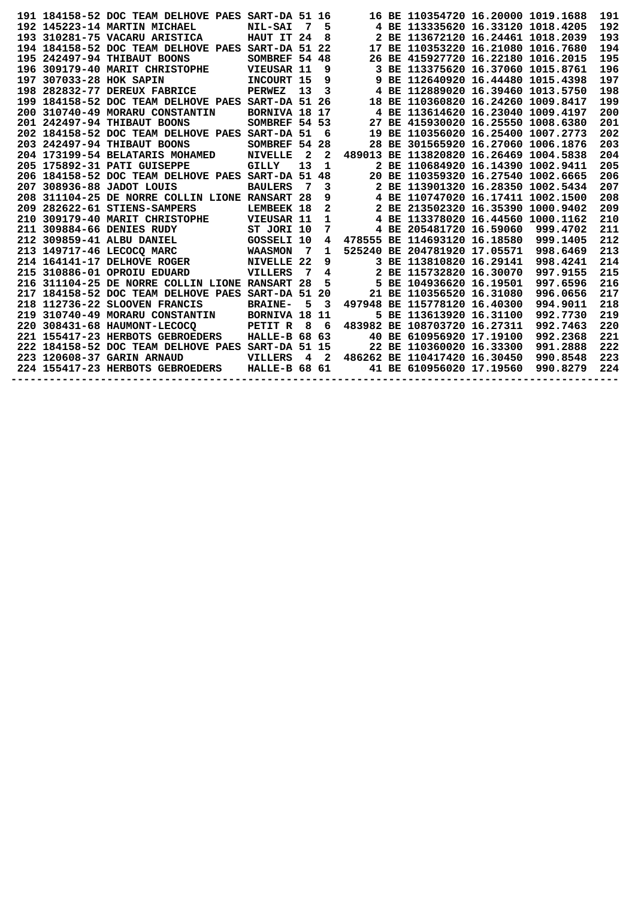| | | | | | | | | | | | |
|---|---|---|---|---|---|---|---|---|---|---|---|
| 191 | 184158-52 | DOC TEAM DELHOVE PAES | SART-DA | 51 | 16 | 16 | BE 110354720 | 16.20000 | 1019.1688 | 191 |
| 192 | 145223-14 | MARTIN MICHAEL | NIL-SAI | 7 | 5 | 4 | BE 113335620 | 16.33120 | 1018.4205 | 192 |
| 193 | 310281-75 | VACARU ARISTICA | HAUT IT | 24 | 8 | 2 | BE 113672120 | 16.24461 | 1018.2039 | 193 |
| 194 | 184158-52 | DOC TEAM DELHOVE PAES | SART-DA | 51 | 22 | 17 | BE 110353220 | 16.21080 | 1016.7680 | 194 |
| 195 | 242497-94 | THIBAUT BOONS | SOMBREF | 54 | 48 | 26 | BE 415927720 | 16.22180 | 1016.2015 | 195 |
| 196 | 309179-40 | MARIT CHRISTOPHE | VIEUSAR | 11 | 9 | 3 | BE 113375620 | 16.37060 | 1015.8761 | 196 |
| 197 | 307033-28 | HOK SAPIN | INCOURT | 15 | 9 | 9 | BE 112640920 | 16.44480 | 1015.4398 | 197 |
| 198 | 282832-77 | DEREUX FABRICE | PERWEZ | 13 | 3 | 4 | BE 112889020 | 16.39460 | 1013.5750 | 198 |
| 199 | 184158-52 | DOC TEAM DELHOVE PAES | SART-DA | 51 | 26 | 18 | BE 110360820 | 16.24260 | 1009.8417 | 199 |
| 200 | 310740-49 | MORARU CONSTANTIN | BORNIVA | 18 | 17 | 4 | BE 113614620 | 16.23040 | 1009.4197 | 200 |
| 201 | 242497-94 | THIBAUT BOONS | SOMBREF | 54 | 53 | 27 | BE 415930020 | 16.25550 | 1008.6380 | 201 |
| 202 | 184158-52 | DOC TEAM DELHOVE PAES | SART-DA | 51 | 6 | 19 | BE 110356020 | 16.25400 | 1007.2773 | 202 |
| 203 | 242497-94 | THIBAUT BOONS | SOMBREF | 54 | 28 | 28 | BE 301565920 | 16.27060 | 1006.1876 | 203 |
| 204 | 173199-54 | BELATARIS MOHAMED | NIVELLE | 2 | 2 | 489013 | BE 113820820 | 16.26469 | 1004.5838 | 204 |
| 205 | 175892-31 | PATI GUISEPPE | GILLY | 13 | 1 | 2 | BE 110684920 | 16.14390 | 1002.9411 | 205 |
| 206 | 184158-52 | DOC TEAM DELHOVE PAES | SART-DA | 51 | 48 | 20 | BE 110359320 | 16.27540 | 1002.6665 | 206 |
| 207 | 308936-88 | JADOT LOUIS | BAULERS | 7 | 3 | 2 | BE 113901320 | 16.28350 | 1002.5434 | 207 |
| 208 | 311104-25 | DE NORRE COLLIN LIONE | RANSART | 28 | 9 | 4 | BE 110747020 | 16.17411 | 1002.1500 | 208 |
| 209 | 282622-61 | STIENS-SAMPERS | LEMBEEK | 18 | 2 | 2 | BE 213502320 | 16.35390 | 1000.9402 | 209 |
| 210 | 309179-40 | MARIT CHRISTOPHE | VIEUSAR | 11 | 1 | 4 | BE 113378020 | 16.44560 | 1000.1162 | 210 |
| 211 | 309884-66 | DENIES RUDY | ST JORI | 10 | 7 | 4 | BE 205481720 | 16.59060 | 999.4702 | 211 |
| 212 | 309859-41 | ALBU DANIEL | GOSSELI | 10 | 4 | 478555 | BE 114693120 | 16.18580 | 999.1405 | 212 |
| 213 | 149717-46 | LECOCQ MARC | WAASMON | 7 | 1 | 525240 | BE 204781920 | 17.05571 | 998.6469 | 213 |
| 214 | 164141-17 | DELHOVE ROGER | NIVELLE | 22 | 9 | 3 | BE 113810820 | 16.29141 | 998.4241 | 214 |
| 215 | 310886-01 | OPROIU EDUARD | VILLERS | 7 | 4 | 2 | BE 115732820 | 16.30070 | 997.9155 | 215 |
| 216 | 311104-25 | DE NORRE COLLIN LIONE | RANSART | 28 | 5 | 5 | BE 104936620 | 16.19501 | 997.6596 | 216 |
| 217 | 184158-52 | DOC TEAM DELHOVE PAES | SART-DA | 51 | 20 | 21 | BE 110356520 | 16.31080 | 996.0656 | 217 |
| 218 | 112736-22 | SLOOVEN FRANCIS | BRAINE- | 5 | 3 | 497948 | BE 115778120 | 16.40300 | 994.9011 | 218 |
| 219 | 310740-49 | MORARU CONSTANTIN | BORNIVA | 18 | 11 | 5 | BE 113613920 | 16.31100 | 992.7730 | 219 |
| 220 | 308431-68 | HAUMONT-LECOCQ | PETIT R | 8 | 6 | 483982 | BE 108703720 | 16.27311 | 992.7463 | 220 |
| 221 | 155417-23 | HERBOTS GEBROEDERS | HALLE-B | 68 | 63 | 40 | BE 610956920 | 17.19100 | 992.2368 | 221 |
| 222 | 184158-52 | DOC TEAM DELHOVE PAES | SART-DA | 51 | 15 | 22 | BE 110360020 | 16.33300 | 991.2888 | 222 |
| 223 | 120608-37 | GARIN ARNAUD | VILLERS | 4 | 2 | 486262 | BE 110417420 | 16.30450 | 990.8548 | 223 |
| 224 | 155417-23 | HERBOTS GEBROEDERS | HALLE-B | 68 | 61 | 41 | BE 610956020 | 17.19560 | 990.8279 | 224 |